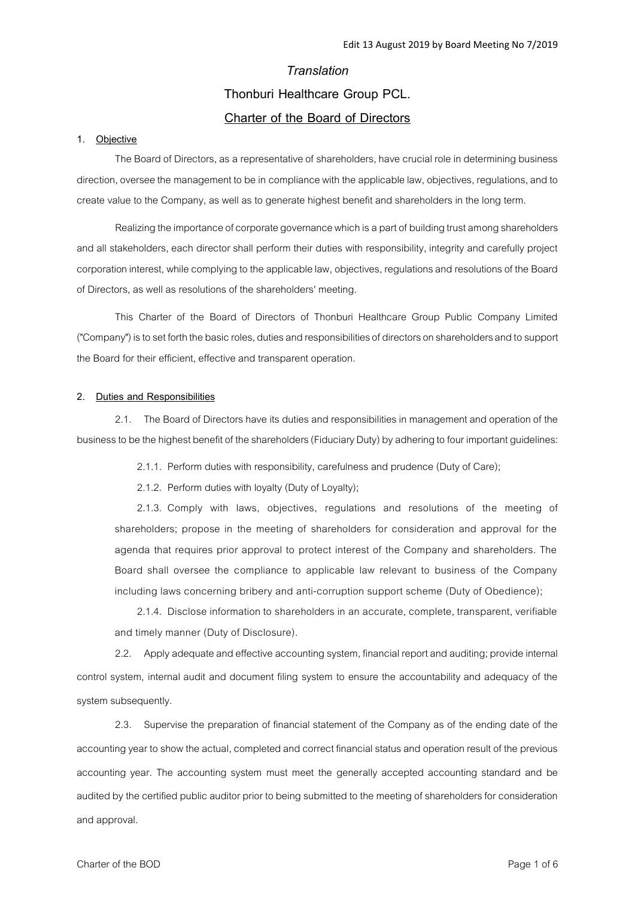Edit 13 August 2019 by Board Meeting No 7/2019

*Translation*

# Thonburi Healthcare Group PCL.

# Charter of the Board of Directors

## 1. Objective

The Board of Directors, as a representative of shareholders, have crucial role in determining business direction, oversee the management to be in compliance with the applicable law, objectives, regulations, and to create value to the Company, as well as to generate highest benefit and shareholders in the long term.

Realizing the importance of corporate governance which is a part of building trust among shareholders and all stakeholders, each director shall perform their duties with responsibility, integrity and carefully project corporation interest, while complying to the applicable law, objectives, regulations and resolutions of the Board of Directors, as well as resolutions of the shareholders' meeting.

This Charter of the Board of Directors of Thonburi Healthcare Group Public Company Limited ("Company") is to set forth the basic roles, duties and responsibilities of directors on shareholders and to support the Board for their efficient, effective and transparent operation.

## 2. Duties and Responsibilities

2.1. The Board of Directors have its duties and responsibilities in management and operation of the business to be the highest benefit of the shareholders (Fiduciary Duty) by adhering to four important guidelines:

2.1.1. Perform duties with responsibility, carefulness and prudence (Duty of Care);

2.1.2. Perform duties with loyalty (Duty of Loyalty);

2.1.3. Comply with laws, objectives, regulations and resolutions of the meeting of shareholders; propose in the meeting of shareholders for consideration and approval for the agenda that requires prior approval to protect interest of the Company and shareholders. The Board shall oversee the compliance to applicable law relevant to business of the Company including laws concerning bribery and anti-corruption support scheme (Duty of Obedience);

2.1.4. Disclose information to shareholders in an accurate, complete, transparent, verifiable and timely manner (Duty of Disclosure).

2.2. Apply adequate and effective accounting system, financial report and auditing; provide internal control system, internal audit and document filing system to ensure the accountability and adequacy of the system subsequently.

2.3. Supervise the preparation of financial statement of the Company as of the ending date of the accounting year to show the actual, completed and correct financial status and operation result of the previous accounting year. The accounting system must meet the generally accepted accounting standard and be audited by the certified public auditor prior to being submitted to the meeting of shareholders for consideration and approval.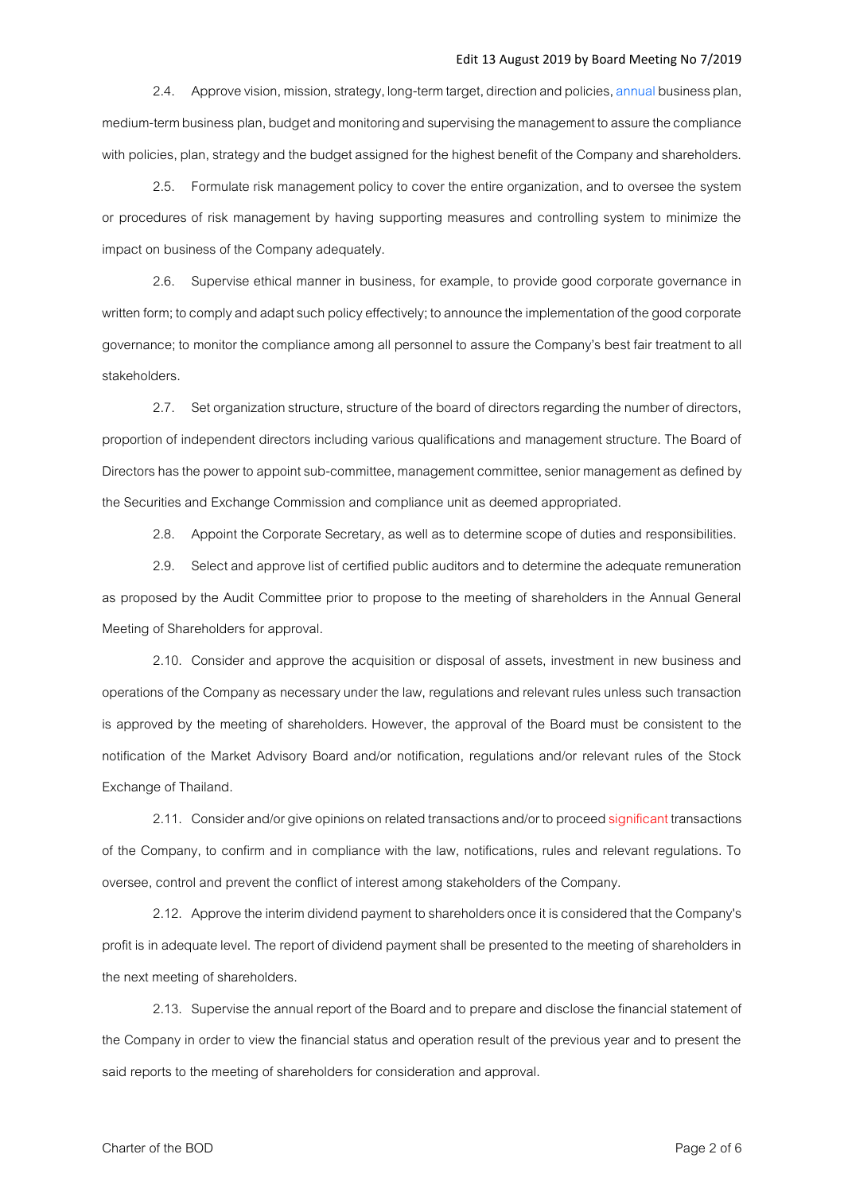2.4. Approve vision, mission, strategy, long-term target, direction and policies, annual business plan, medium-term business plan, budget and monitoring and supervising the management to assure the compliance with policies, plan, strategy and the budget assigned for the highest benefit of the Company and shareholders.

2.5. Formulate risk management policy to cover the entire organization, and to oversee the system or procedures of risk management by having supporting measures and controlling system to minimize the impact on business of the Company adequately.

2.6. Supervise ethical manner in business, for example, to provide good corporate governance in written form; to comply and adapt such policy effectively; to announce the implementation of the good corporate governance; to monitor the compliance among all personnel to assure the Company's best fair treatment to all stakeholders.

2.7. Set organization structure, structure of the board of directors regarding the number of directors, proportion of independent directors including various qualifications and management structure. The Board of Directors has the power to appoint sub-committee, management committee, senior management as defined by the Securities and Exchange Commission and compliance unit as deemed appropriated.

2.8. Appoint the Corporate Secretary, as well as to determine scope of duties and responsibilities.

2.9. Select and approve list of certified public auditors and to determine the adequate remuneration as proposed by the Audit Committee prior to propose to the meeting of shareholders in the Annual General Meeting of Shareholders for approval.

2.10. Consider and approve the acquisition or disposal of assets, investment in new business and operations of the Company as necessary under the law, regulations and relevant rules unless such transaction is approved by the meeting of shareholders. However, the approval of the Board must be consistent to the notification of the Market Advisory Board and/or notification, regulations and/or relevant rules of the Stock Exchange of Thailand.

2.11. Consider and/or give opinions on related transactions and/or to proceed significant transactions of the Company, to confirm and in compliance with the law, notifications, rules and relevant regulations. To oversee, control and prevent the conflict of interest among stakeholders of the Company.

2.12. Approve the interim dividend payment to shareholders once it is considered that the Company's profit is in adequate level. The report of dividend payment shall be presented to the meeting of shareholders in the next meeting of shareholders.

2.13. Supervise the annual report of the Board and to prepare and disclose the financial statement of the Company in order to view the financial status and operation result of the previous year and to present the said reports to the meeting of shareholders for consideration and approval.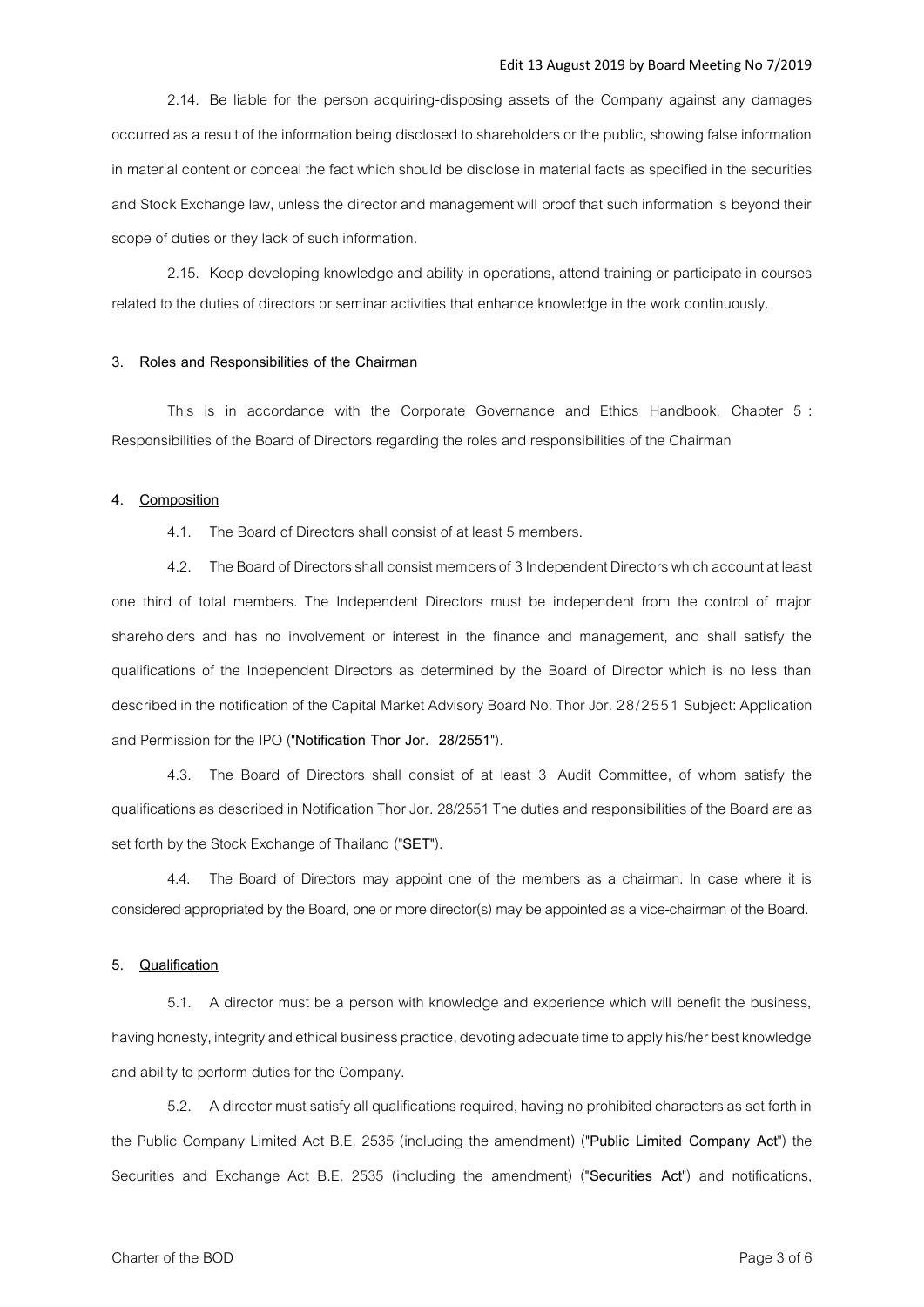2.14. Be liable for the person acquiring-disposing assets of the Company against any damages occurred as a result of the information being disclosed to shareholders or the public, showing false information in material content or conceal the fact which should be disclose in material facts as specified in the securities and Stock Exchange law, unless the director and management will proof that such information is beyond their scope of duties or they lack of such information.

2.15. Keep developing knowledge and ability in operations, attend training or participate in courses related to the duties of directors or seminar activities that enhance knowledge in the work continuously.

**3. Roles and Responsibilities of the Chairman**

This is in accordance with the Corporate Governance and Ethics Handbook, Chapter 5 : Responsibilities of the Board of Directors regarding the roles and responsibilities of the Chairman

**4. Composition**

4.1. The Board of Directors shall consist of at least 5 members.

4.2. The Board of Directors shall consist members of 3 Independent Directors which account at least one third of total members. The Independent Directors must be independent from the control of major shareholders and has no involvement or interest in the finance and management, and shall satisfy the qualifications of the Independent Directors as determined by the Board of Director which is no less than described in the notification of the Capital Market Advisory Board No. Thor Jor. 28/2551 Subject: Application and Permission for the IPO ("**Notification Thor Jor. 28/2551**").

4.3. The Board of Directors shall consist of at least 3 Audit Committee, of whom satisfy the qualifications as described in Notification Thor Jor. 28/2551 The duties and responsibilities of the Board are as set forth by the Stock Exchange of Thailand ("**SET**").

4.4. The Board of Directors may appoint one of the members as a chairman. In case where it is considered appropriated by the Board, one or more director(s) may be appointed as a vice-chairman of the Board.

**5. Qualification**

5.1. A director must be a person with knowledge and experience which will benefit the business, having honesty, integrity and ethical business practice, devoting adequate time to apply his/her best knowledge and ability to perform duties for the Company.

5.2. A director must satisfy all qualifications required, having no prohibited characters as set forth in the Public Company Limited Act B.E. 2535 (including the amendment) ("**Public Limited Company Act**") the Securities and Exchange Act B.E. 2535 (including the amendment) ("**Securities Act**") and notifications,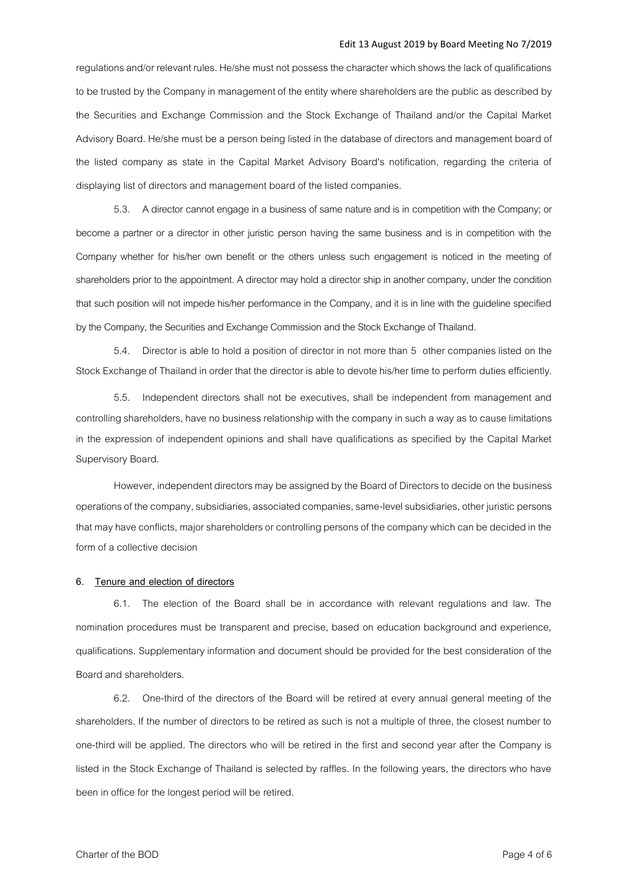regulations and/or relevant rules. He/she must not possess the character which shows the lack of qualifications to be trusted by the Company in management of the entity where shareholders are the public as described by the Securities and Exchange Commission and the Stock Exchange of Thailand and/or the Capital Market Advisory Board. He/she must be a person being listed in the database of directors and management board of the listed company as state in the Capital Market Advisory Board's notification, regarding the criteria of displaying list of directors and management board of the listed companies.

5.3. A director cannot engage in a business of same nature and is in competition with the Company; or become a partner or a director in other juristic person having the same business and is in competition with the Company whether for his/her own benefit or the others unless such engagement is noticed in the meeting of shareholders prior to the appointment. A director may hold a director ship in another company, under the condition that such position will not impede his/her performance in the Company, and it is in line with the guideline specified by the Company, the Securities and Exchange Commission and the Stock Exchange of Thailand.

5.4. Director is able to hold a position of director in not more than 5 other companies listed on the Stock Exchange of Thailand in order that the director is able to devote his/her time to perform duties efficiently.

5.5. Independent directors shall not be executives, shall be independent from management and controlling shareholders, have no business relationship with the company in such a way as to cause limitations in the expression of independent opinions and shall have qualifications as specified by the Capital Market Supervisory Board.

However, independent directors may be assigned by the Board of Directors to decide on the business operations of the company, subsidiaries, associated companies, same-level subsidiaries, other juristic persons that may have conflicts, major shareholders or controlling persons of the company which can be decided in the form of a collective decision

## 6. Tenure and election of directors

6.1. The election of the Board shall be in accordance with relevant regulations and law. The nomination procedures must be transparent and precise, based on education background and experience, qualifications. Supplementary information and document should be provided for the best consideration of the Board and shareholders.

6.2. One-third of the directors of the Board will be retired at every annual general meeting of the shareholders. If the number of directors to be retired as such is not a multiple of three, the closest number to one-third will be applied. The directors who will be retired in the first and second year after the Company is listed in the Stock Exchange of Thailand is selected by raffles. In the following years, the directors who have been in office for the longest period will be retired.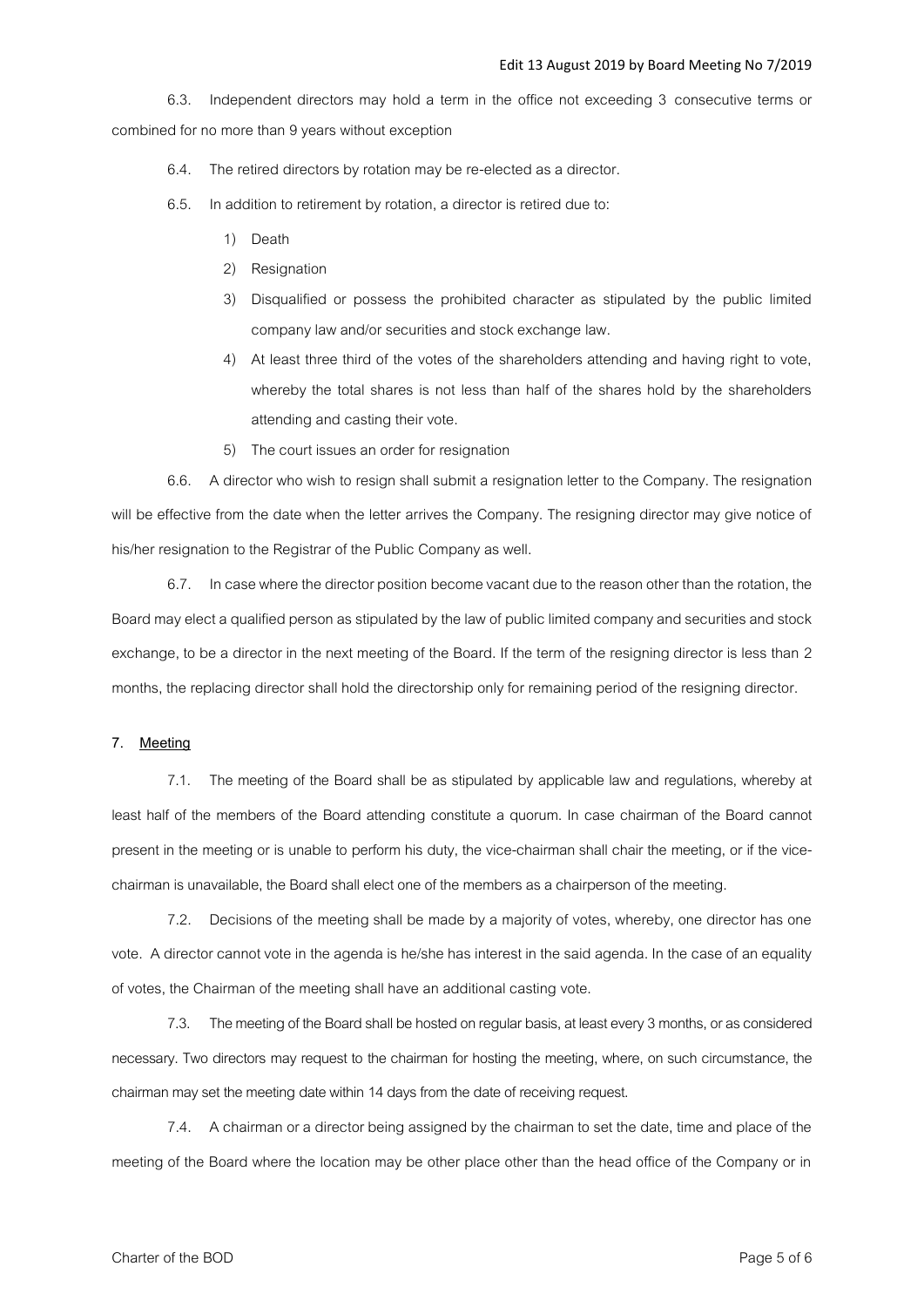6.3. Independent directors may hold a term in the office not exceeding 3 consecutive terms or combined for no more than 9 years without exception

6.4. The retired directors by rotation may be re-elected as a director.

6.5. In addition to retirement by rotation, a director is retired due to:

1) Death
2) Resignation
3) Disqualified or possess the prohibited character as stipulated by the public limited company law and/or securities and stock exchange law.
4) At least three third of the votes of the shareholders attending and having right to vote, whereby the total shares is not less than half of the shares hold by the shareholders attending and casting their vote.
5) The court issues an order for resignation

6.6. A director who wish to resign shall submit a resignation letter to the Company. The resignation will be effective from the date when the letter arrives the Company. The resigning director may give notice of his/her resignation to the Registrar of the Public Company as well.

6.7. In case where the director position become vacant due to the reason other than the rotation, the Board may elect a qualified person as stipulated by the law of public limited company and securities and stock exchange, to be a director in the next meeting of the Board. If the term of the resigning director is less than 2 months, the replacing director shall hold the directorship only for remaining period of the resigning director.

**7. Meeting**

7.1. The meeting of the Board shall be as stipulated by applicable law and regulations, whereby at least half of the members of the Board attending constitute a quorum. In case chairman of the Board cannot present in the meeting or is unable to perform his duty, the vice-chairman shall chair the meeting, or if the vice-chairman is unavailable, the Board shall elect one of the members as a chairperson of the meeting.

7.2. Decisions of the meeting shall be made by a majority of votes, whereby, one director has one vote. A director cannot vote in the agenda is he/she has interest in the said agenda. In the case of an equality of votes, the Chairman of the meeting shall have an additional casting vote.

7.3. The meeting of the Board shall be hosted on regular basis, at least every 3 months, or as considered necessary. Two directors may request to the chairman for hosting the meeting, where, on such circumstance, the chairman may set the meeting date within 14 days from the date of receiving request.

7.4. A chairman or a director being assigned by the chairman to set the date, time and place of the meeting of the Board where the location may be other place other than the head office of the Company or in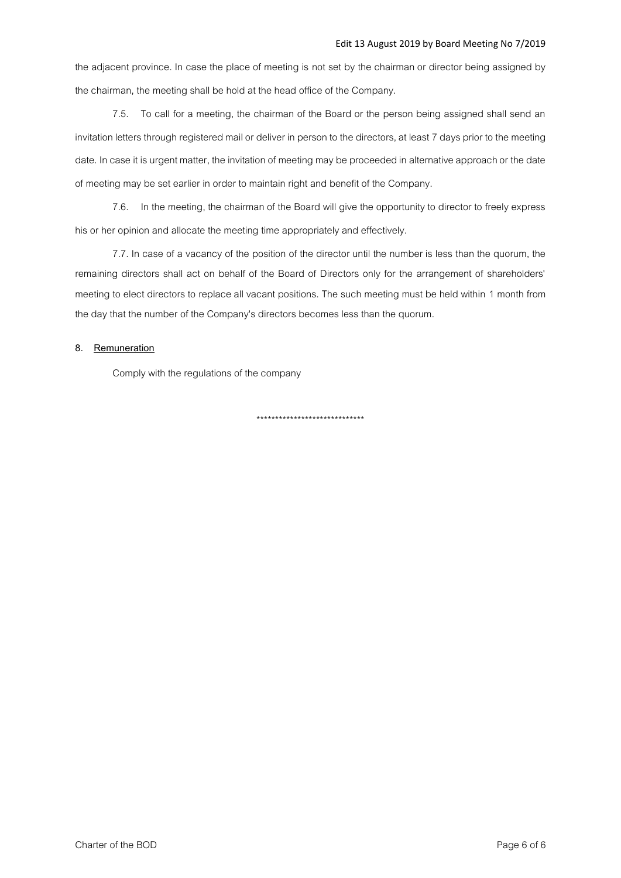the adjacent province. In case the place of meeting is not set by the chairman or director being assigned by the chairman, the meeting shall be hold at the head office of the Company.

7.5. To call for a meeting, the chairman of the Board or the person being assigned shall send an invitation letters through registered mail or deliver in person to the directors, at least 7 days prior to the meeting date. In case it is urgent matter, the invitation of meeting may be proceeded in alternative approach or the date of meeting may be set earlier in order to maintain right and benefit of the Company.

7.6. In the meeting, the chairman of the Board will give the opportunity to director to freely express his or her opinion and allocate the meeting time appropriately and effectively.

7.7. In case of a vacancy of the position of the director until the number is less than the quorum, the remaining directors shall act on behalf of the Board of Directors only for the arrangement of shareholders' meeting to elect directors to replace all vacant positions. The such meeting must be held within 1 month from the day that the number of the Company's directors becomes less than the quorum.

## 8. Remuneration

Comply with the regulations of the company

*****************************